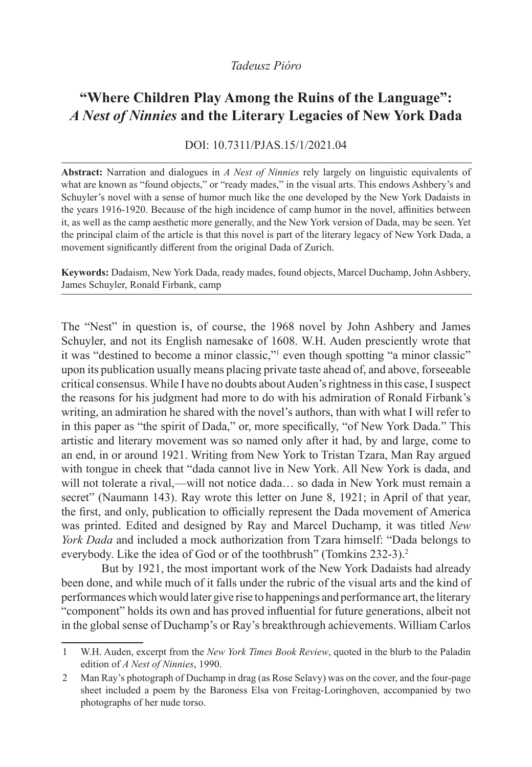*Tadeusz Pióro*

# "Where Children Play Among the Ruins of the Language": *A Nest of Ninnies* and the Literary Legacies of New York Dada

DOI: 10.7311/PJAS.15/1/2021.04

**Abstract:** Narration and dialogues in *A Nest of Ninnies* rely largely on linguistic equivalents of what are known as "found objects," or "ready mades," in the visual arts. This endows Ashbery's and Schuyler's novel with a sense of humor much like the one developed by the New York Dadaists in the years 1916-1920. Because of the high incidence of camp humor in the novel, affinities between it, as well as the camp aesthetic more generally, and the New York version of Dada, may be seen. Yet the principal claim of the article is that this novel is part of the literary legacy of New York Dada, a movement significantly different from the original Dada of Zurich.

**Keywords:** Dadaism, New York Dada, ready mades, found objects, Marcel Duchamp, John Ashbery, James Schuyler, Ronald Firbank, camp

The "Nest" in question is, of course, the 1968 novel by John Ashbery and James Schuyler, and not its English namesake of 1608. W.H. Auden presciently wrote that it was "destined to become a minor classic,"[1] even though spotting "a minor classic" upon its publication usually means placing private taste ahead of, and above, forseeable critical consensus. While I have no doubts about Auden's rightness in this case, I suspect the reasons for his judgment had more to do with his admiration of Ronald Firbank's writing, an admiration he shared with the novel's authors, than with what I will refer to in this paper as "the spirit of Dada," or, more specifically, "of New York Dada." This artistic and literary movement was so named only after it had, by and large, come to an end, in or around 1921. Writing from New York to Tristan Tzara, Man Ray argued with tongue in cheek that "dada cannot live in New York. All New York is dada, and will not tolerate a rival,—will not notice dada… so dada in New York must remain a secret" (Naumann 143). Ray wrote this letter on June 8, 1921; in April of that year, the first, and only, publication to officially represent the Dada movement of America was printed. Edited and designed by Ray and Marcel Duchamp, it was titled *New York Dada* and included a mock authorization from Tzara himself: "Dada belongs to everybody. Like the idea of God or of the toothbrush" (Tomkins 232-3).[2]

But by 1921, the most important work of the New York Dadaists had already been done, and while much of it falls under the rubric of the visual arts and the kind of performances which would later give rise to happenings and performance art, the literary "component" holds its own and has proved influential for future generations, albeit not in the global sense of Duchamp's or Ray's breakthrough achievements. William Carlos

---

1 W.H. Auden, excerpt from the *New York Times Book Review*, quoted in the blurb to the Paladin edition of *A Nest of Ninnies*, 1990.

2 Man Ray's photograph of Duchamp in drag (as Rose Selavy) was on the cover, and the four-page sheet included a poem by the Baroness Elsa von Freitag-Loringhoven, accompanied by two photographs of her nude torso.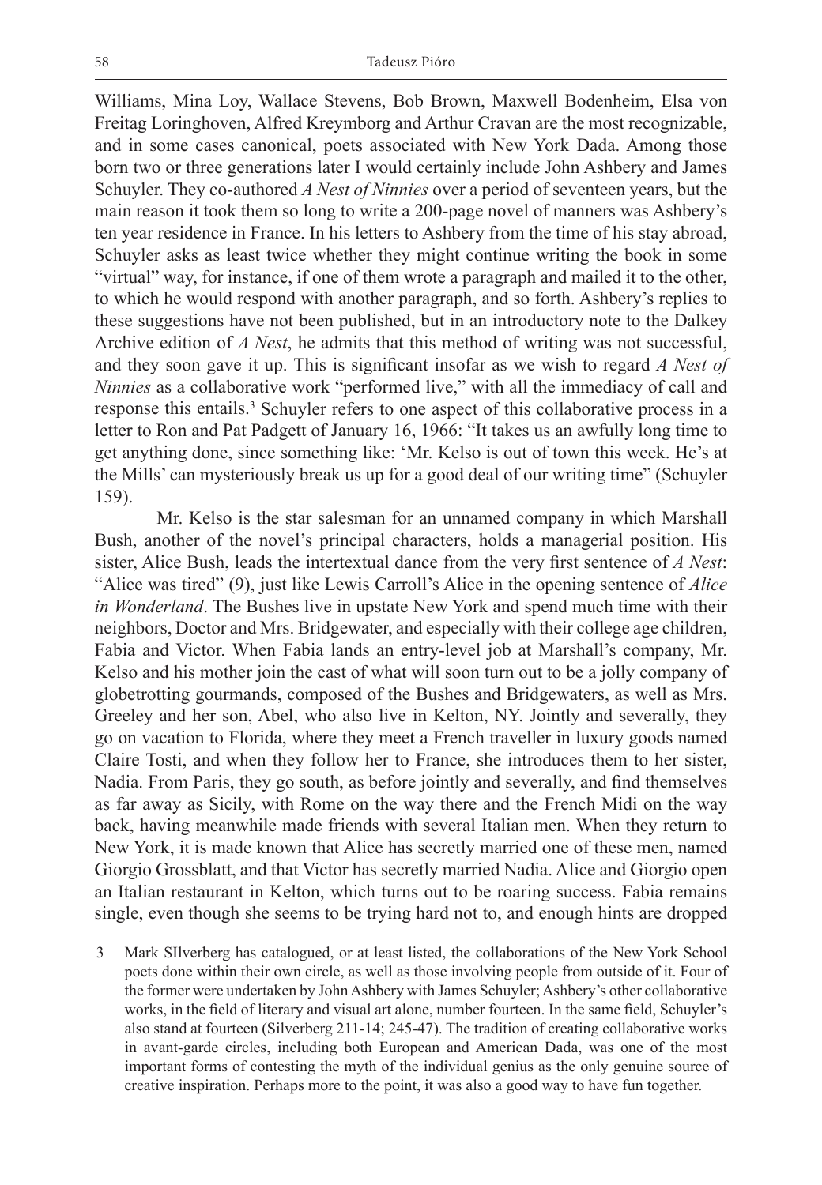Williams, Mina Loy, Wallace Stevens, Bob Brown, Maxwell Bodenheim, Elsa von Freitag Loringhoven, Alfred Kreymborg and Arthur Cravan are the most recognizable, and in some cases canonical, poets associated with New York Dada. Among those born two or three generations later I would certainly include John Ashbery and James Schuyler. They co-authored *A Nest of Ninnies* over a period of seventeen years, but the main reason it took them so long to write a 200-page novel of manners was Ashbery's ten year residence in France. In his letters to Ashbery from the time of his stay abroad, Schuyler asks as least twice whether they might continue writing the book in some "virtual" way, for instance, if one of them wrote a paragraph and mailed it to the other, to which he would respond with another paragraph, and so forth. Ashbery's replies to these suggestions have not been published, but in an introductory note to the Dalkey Archive edition of *A Nest*, he admits that this method of writing was not successful, and they soon gave it up. This is significant insofar as we wish to regard *A Nest of Ninnies* as a collaborative work "performed live," with all the immediacy of call and response this entails.[3] Schuyler refers to one aspect of this collaborative process in a letter to Ron and Pat Padgett of January 16, 1966: "It takes us an awfully long time to get anything done, since something like: 'Mr. Kelso is out of town this week. He's at the Mills' can mysteriously break us up for a good deal of our writing time" (Schuyler 159).

Mr. Kelso is the star salesman for an unnamed company in which Marshall Bush, another of the novel's principal characters, holds a managerial position. His sister, Alice Bush, leads the intertextual dance from the very first sentence of *A Nest*: "Alice was tired" (9), just like Lewis Carroll's Alice in the opening sentence of *Alice in Wonderland*. The Bushes live in upstate New York and spend much time with their neighbors, Doctor and Mrs. Bridgewater, and especially with their college age children, Fabia and Victor. When Fabia lands an entry-level job at Marshall's company, Mr. Kelso and his mother join the cast of what will soon turn out to be a jolly company of globetrotting gourmands, composed of the Bushes and Bridgewaters, as well as Mrs. Greeley and her son, Abel, who also live in Kelton, NY. Jointly and severally, they go on vacation to Florida, where they meet a French traveller in luxury goods named Claire Tosti, and when they follow her to France, she introduces them to her sister, Nadia. From Paris, they go south, as before jointly and severally, and find themselves as far away as Sicily, with Rome on the way there and the French Midi on the way back, having meanwhile made friends with several Italian men. When they return to New York, it is made known that Alice has secretly married one of these men, named Giorgio Grossblatt, and that Victor has secretly married Nadia. Alice and Giorgio open an Italian restaurant in Kelton, which turns out to be roaring success. Fabia remains single, even though she seems to be trying hard not to, and enough hints are dropped

---

3 Mark SIlverberg has catalogued, or at least listed, the collaborations of the New York School poets done within their own circle, as well as those involving people from outside of it. Four of the former were undertaken by John Ashbery with James Schuyler; Ashbery's other collaborative works, in the field of literary and visual art alone, number fourteen. In the same field, Schuyler's also stand at fourteen (Silverberg 211-14; 245-47). The tradition of creating collaborative works in avant-garde circles, including both European and American Dada, was one of the most important forms of contesting the myth of the individual genius as the only genuine source of creative inspiration. Perhaps more to the point, it was also a good way to have fun together.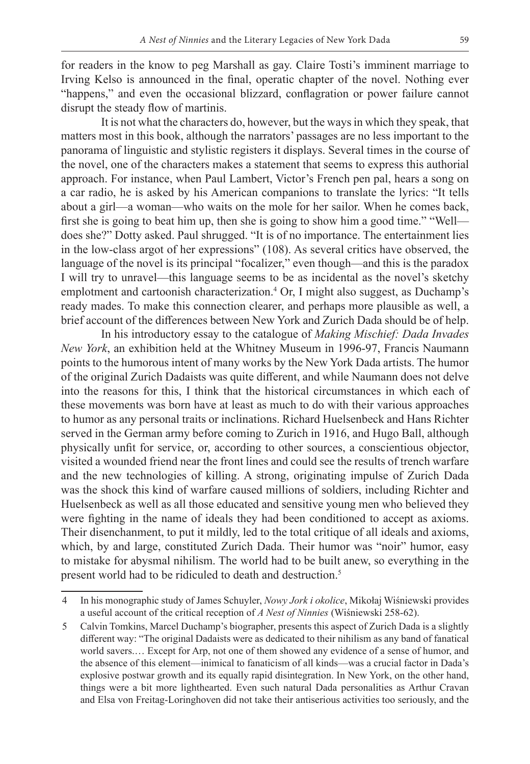for readers in the know to peg Marshall as gay. Claire Tosti's imminent marriage to Irving Kelso is announced in the final, operatic chapter of the novel. Nothing ever "happens," and even the occasional blizzard, conflagration or power failure cannot disrupt the steady flow of martinis.

It is not what the characters do, however, but the ways in which they speak, that matters most in this book, although the narrators' passages are no less important to the panorama of linguistic and stylistic registers it displays. Several times in the course of the novel, one of the characters makes a statement that seems to express this authorial approach. For instance, when Paul Lambert, Victor's French pen pal, hears a song on a car radio, he is asked by his American companions to translate the lyrics: "It tells about a girl—a woman—who waits on the mole for her sailor. When he comes back, first she is going to beat him up, then she is going to show him a good time." "Well—does she?" Dotty asked. Paul shrugged. "It is of no importance. The entertainment lies in the low-class argot of her expressions" (108). As several critics have observed, the language of the novel is its principal "focalizer," even though—and this is the paradox I will try to unravel—this language seems to be as incidental as the novel's sketchy emplotment and cartoonish characterization.[4] Or, I might also suggest, as Duchamp's ready mades. To make this connection clearer, and perhaps more plausible as well, a brief account of the differences between New York and Zurich Dada should be of help.

In his introductory essay to the catalogue of *Making Mischief: Dada Invades New York*, an exhibition held at the Whitney Museum in 1996-97, Francis Naumann points to the humorous intent of many works by the New York Dada artists. The humor of the original Zurich Dadaists was quite different, and while Naumann does not delve into the reasons for this, I think that the historical circumstances in which each of these movements was born have at least as much to do with their various approaches to humor as any personal traits or inclinations. Richard Huelsenbeck and Hans Richter served in the German army before coming to Zurich in 1916, and Hugo Ball, although physically unfit for service, or, according to other sources, a conscientious objector, visited a wounded friend near the front lines and could see the results of trench warfare and the new technologies of killing. A strong, originating impulse of Zurich Dada was the shock this kind of warfare caused millions of soldiers, including Richter and Huelsenbeck as well as all those educated and sensitive young men who believed they were fighting in the name of ideals they had been conditioned to accept as axioms. Their disenchanment, to put it mildly, led to the total critique of all ideals and axioms, which, by and large, constituted Zurich Dada. Their humor was "noir" humor, easy to mistake for abysmal nihilism. The world had to be built anew, so everything in the present world had to be ridiculed to death and destruction.[5]

---

4 In his monographic study of James Schuyler, *Nowy Jork i okolice*, Mikołaj Wiśniewski provides a useful account of the critical reception of *A Nest of Ninnies* (Wiśniewski 258-62).

5 Calvin Tomkins, Marcel Duchamp's biographer, presents this aspect of Zurich Dada is a slightly different way: "The original Dadaists were as dedicated to their nihilism as any band of fanatical world savers.… Except for Arp, not one of them showed any evidence of a sense of humor, and the absence of this element—inimical to fanaticism of all kinds—was a crucial factor in Dada's explosive postwar growth and its equally rapid disintegration. In New York, on the other hand, things were a bit more lighthearted. Even such natural Dada personalities as Arthur Cravan and Elsa von Freitag-Loringhoven did not take their antiserious activities too seriously, and the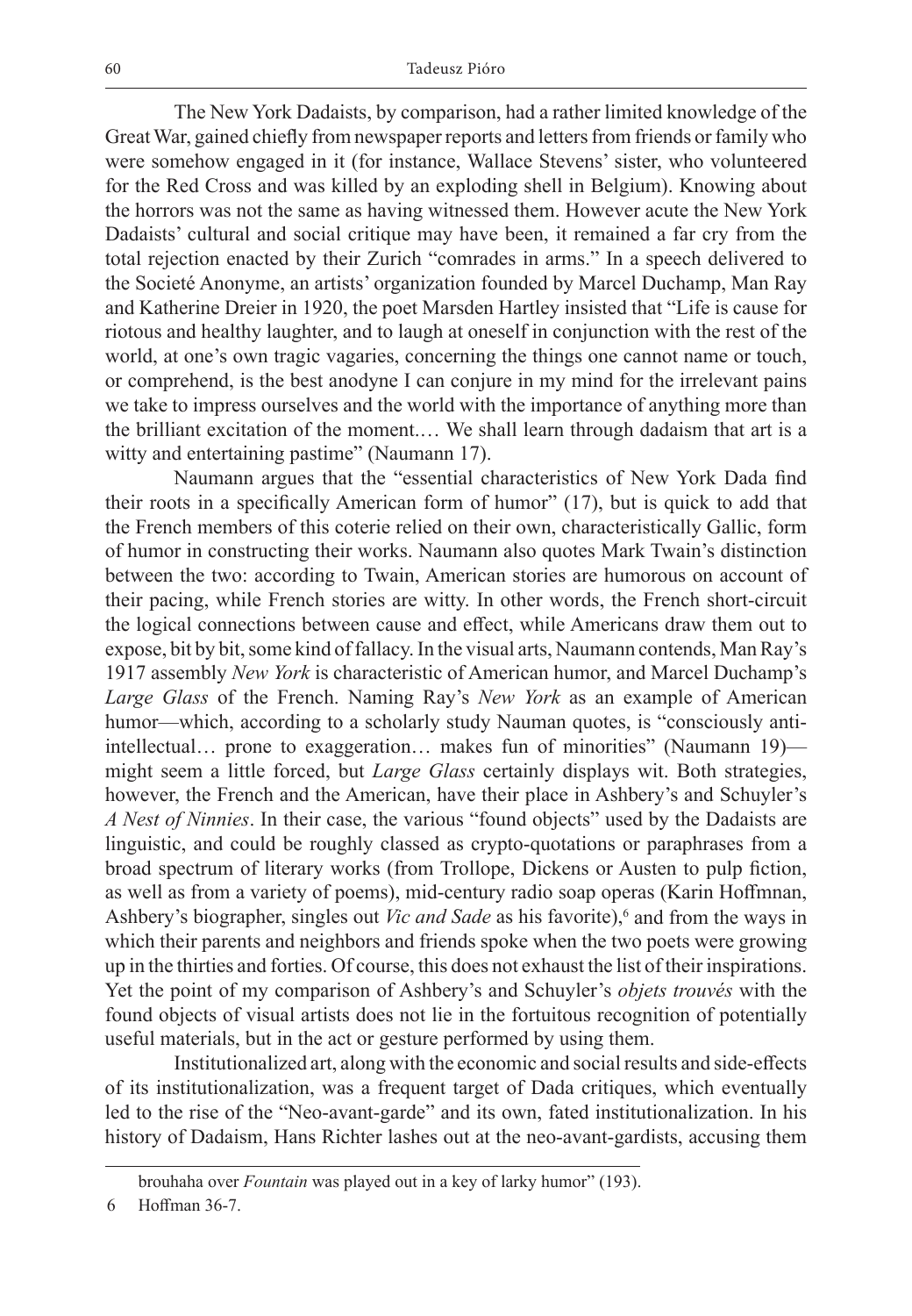The New York Dadaists, by comparison, had a rather limited knowledge of the Great War, gained chiefly from newspaper reports and letters from friends or family who were somehow engaged in it (for instance, Wallace Stevens' sister, who volunteered for the Red Cross and was killed by an exploding shell in Belgium). Knowing about the horrors was not the same as having witnessed them. However acute the New York Dadaists' cultural and social critique may have been, it remained a far cry from the total rejection enacted by their Zurich "comrades in arms." In a speech delivered to the Societé Anonyme, an artists' organization founded by Marcel Duchamp, Man Ray and Katherine Dreier in 1920, the poet Marsden Hartley insisted that "Life is cause for riotous and healthy laughter, and to laugh at oneself in conjunction with the rest of the world, at one's own tragic vagaries, concerning the things one cannot name or touch, or comprehend, is the best anodyne I can conjure in my mind for the irrelevant pains we take to impress ourselves and the world with the importance of anything more than the brilliant excitation of the moment.… We shall learn through dadaism that art is a witty and entertaining pastime" (Naumann 17).

Naumann argues that the "essential characteristics of New York Dada find their roots in a specifically American form of humor" (17), but is quick to add that the French members of this coterie relied on their own, characteristically Gallic, form of humor in constructing their works. Naumann also quotes Mark Twain's distinction between the two: according to Twain, American stories are humorous on account of their pacing, while French stories are witty. In other words, the French short-circuit the logical connections between cause and effect, while Americans draw them out to expose, bit by bit, some kind of fallacy. In the visual arts, Naumann contends, Man Ray's 1917 assembly *New York* is characteristic of American humor, and Marcel Duchamp's *Large Glass* of the French. Naming Ray's *New York* as an example of American humor—which, according to a scholarly study Nauman quotes, is "consciously anti-intellectual… prone to exaggeration… makes fun of minorities" (Naumann 19)—might seem a little forced, but *Large Glass* certainly displays wit. Both strategies, however, the French and the American, have their place in Ashbery's and Schuyler's *A Nest of Ninnies*. In their case, the various "found objects" used by the Dadaists are linguistic, and could be roughly classed as crypto-quotations or paraphrases from a broad spectrum of literary works (from Trollope, Dickens or Austen to pulp fiction, as well as from a variety of poems), mid-century radio soap operas (Karin Hoffmnan, Ashbery's biographer, singles out *Vic and Sade* as his favorite),[6] and from the ways in which their parents and neighbors and friends spoke when the two poets were growing up in the thirties and forties. Of course, this does not exhaust the list of their inspirations. Yet the point of my comparison of Ashbery's and Schuyler's *objets trouvés* with the found objects of visual artists does not lie in the fortuitous recognition of potentially useful materials, but in the act or gesture performed by using them.

Institutionalized art, along with the economic and social results and side-effects of its institutionalization, was a frequent target of Dada critiques, which eventually led to the rise of the "Neo-avant-garde" and its own, fated institutionalization. In his history of Dadaism, Hans Richter lashes out at the neo-avant-gardists, accusing them

---

brouhaha over *Fountain* was played out in a key of larky humor" (193).

6 Hoffman 36-7.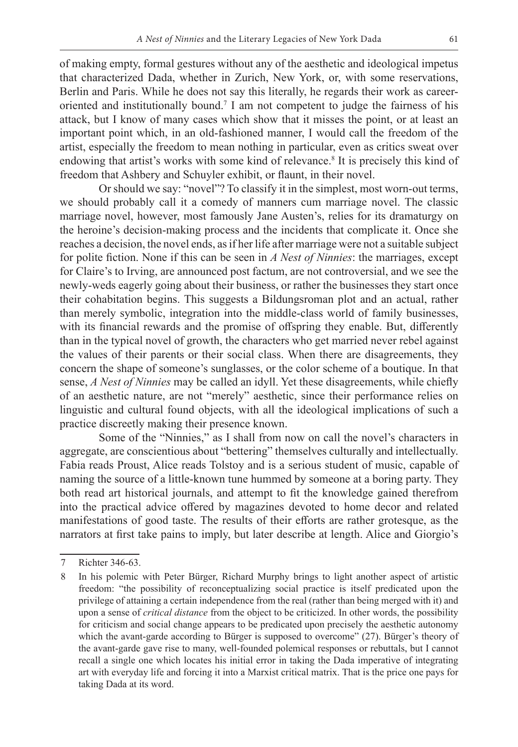of making empty, formal gestures without any of the aesthetic and ideological impetus that characterized Dada, whether in Zurich, New York, or, with some reservations, Berlin and Paris. While he does not say this literally, he regards their work as career-oriented and institutionally bound.[7] I am not competent to judge the fairness of his attack, but I know of many cases which show that it misses the point, or at least an important point which, in an old-fashioned manner, I would call the freedom of the artist, especially the freedom to mean nothing in particular, even as critics sweat over endowing that artist's works with some kind of relevance.[8] It is precisely this kind of freedom that Ashbery and Schuyler exhibit, or flaunt, in their novel.

Or should we say: "novel"? To classify it in the simplest, most worn-out terms, we should probably call it a comedy of manners cum marriage novel. The classic marriage novel, however, most famously Jane Austen's, relies for its dramaturgy on the heroine's decision-making process and the incidents that complicate it. Once she reaches a decision, the novel ends, as if her life after marriage were not a suitable subject for polite fiction. None if this can be seen in *A Nest of Ninnies*: the marriages, except for Claire's to Irving, are announced post factum, are not controversial, and we see the newly-weds eagerly going about their business, or rather the businesses they start once their cohabitation begins. This suggests a Bildungsroman plot and an actual, rather than merely symbolic, integration into the middle-class world of family businesses, with its financial rewards and the promise of offspring they enable. But, differently than in the typical novel of growth, the characters who get married never rebel against the values of their parents or their social class. When there are disagreements, they concern the shape of someone's sunglasses, or the color scheme of a boutique. In that sense, *A Nest of Ninnies* may be called an idyll. Yet these disagreements, while chiefly of an aesthetic nature, are not "merely" aesthetic, since their performance relies on linguistic and cultural found objects, with all the ideological implications of such a practice discreetly making their presence known.

Some of the "Ninnies," as I shall from now on call the novel's characters in aggregate, are conscientious about "bettering" themselves culturally and intellectually. Fabia reads Proust, Alice reads Tolstoy and is a serious student of music, capable of naming the source of a little-known tune hummed by someone at a boring party. They both read art historical journals, and attempt to fit the knowledge gained therefrom into the practical advice offered by magazines devoted to home decor and related manifestations of good taste. The results of their efforts are rather grotesque, as the narrators at first take pains to imply, but later describe at length. Alice and Giorgio's

---

7 Richter 346-63.

8 In his polemic with Peter Bürger, Richard Murphy brings to light another aspect of artistic freedom: "the possibility of reconceptualizing social practice is itself predicated upon the privilege of attaining a certain independence from the real (rather than being merged with it) and upon a sense of *critical distance* from the object to be criticized. In other words, the possibility for criticism and social change appears to be predicated upon precisely the aesthetic autonomy which the avant-garde according to Bürger is supposed to overcome" (27). Bürger's theory of the avant-garde gave rise to many, well-founded polemical responses or rebuttals, but I cannot recall a single one which locates his initial error in taking the Dada imperative of integrating art with everyday life and forcing it into a Marxist critical matrix. That is the price one pays for taking Dada at its word.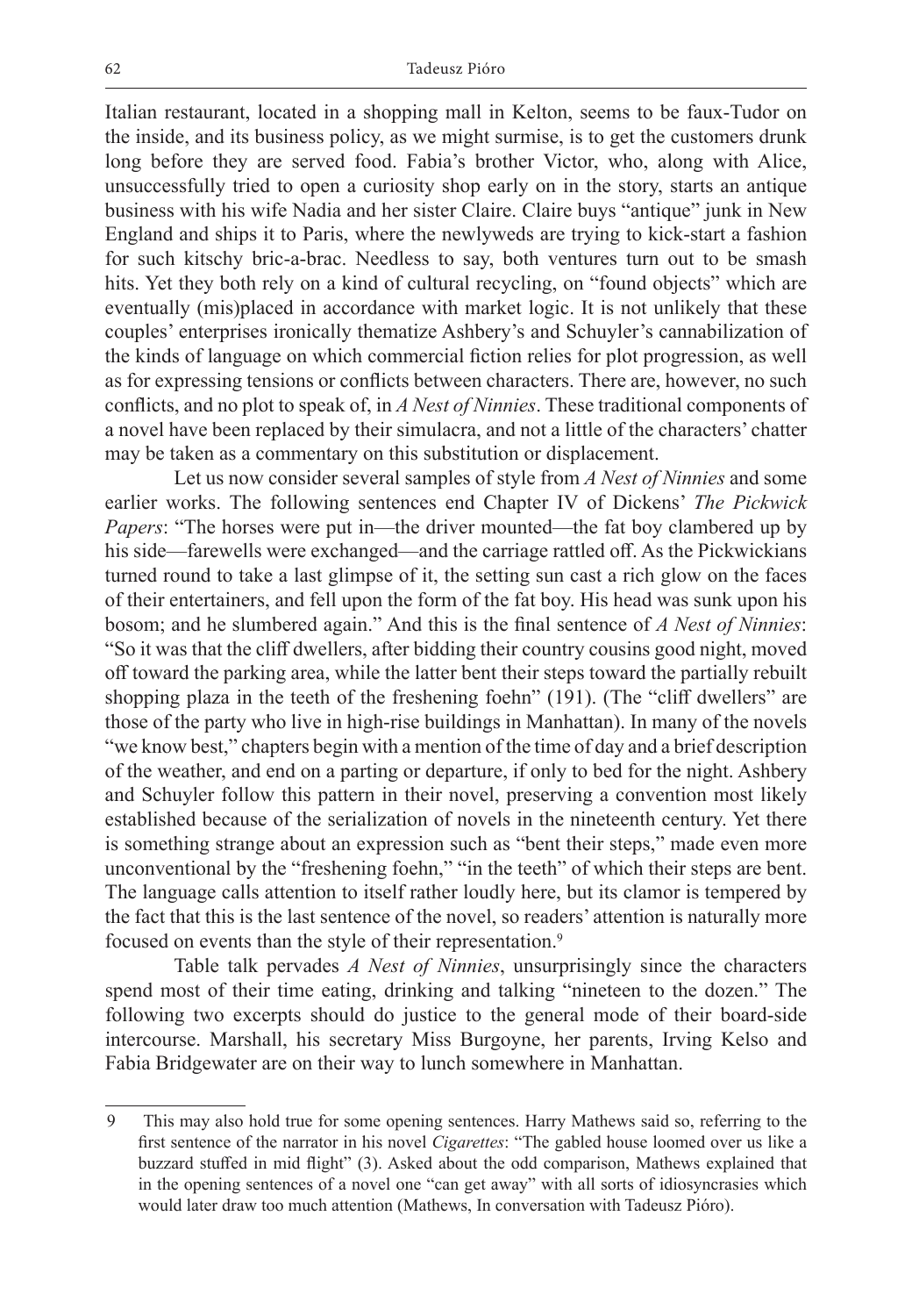Italian restaurant, located in a shopping mall in Kelton, seems to be faux-Tudor on the inside, and its business policy, as we might surmise, is to get the customers drunk long before they are served food. Fabia's brother Victor, who, along with Alice, unsuccessfully tried to open a curiosity shop early on in the story, starts an antique business with his wife Nadia and her sister Claire. Claire buys "antique" junk in New England and ships it to Paris, where the newlyweds are trying to kick-start a fashion for such kitschy bric-a-brac. Needless to say, both ventures turn out to be smash hits. Yet they both rely on a kind of cultural recycling, on "found objects" which are eventually (mis)placed in accordance with market logic. It is not unlikely that these couples' enterprises ironically thematize Ashbery's and Schuyler's cannabilization of the kinds of language on which commercial fiction relies for plot progression, as well as for expressing tensions or conflicts between characters. There are, however, no such conflicts, and no plot to speak of, in *A Nest of Ninnies*. These traditional components of a novel have been replaced by their simulacra, and not a little of the characters' chatter may be taken as a commentary on this substitution or displacement.

Let us now consider several samples of style from *A Nest of Ninnies* and some earlier works. The following sentences end Chapter IV of Dickens' *The Pickwick Papers*: "The horses were put in—the driver mounted—the fat boy clambered up by his side—farewells were exchanged—and the carriage rattled off. As the Pickwickians turned round to take a last glimpse of it, the setting sun cast a rich glow on the faces of their entertainers, and fell upon the form of the fat boy. His head was sunk upon his bosom; and he slumbered again." And this is the final sentence of *A Nest of Ninnies*: "So it was that the cliff dwellers, after bidding their country cousins good night, moved off toward the parking area, while the latter bent their steps toward the partially rebuilt shopping plaza in the teeth of the freshening foehn" (191). (The "cliff dwellers" are those of the party who live in high-rise buildings in Manhattan). In many of the novels "we know best," chapters begin with a mention of the time of day and a brief description of the weather, and end on a parting or departure, if only to bed for the night. Ashbery and Schuyler follow this pattern in their novel, preserving a convention most likely established because of the serialization of novels in the nineteenth century. Yet there is something strange about an expression such as "bent their steps," made even more unconventional by the "freshening foehn," "in the teeth" of which their steps are bent. The language calls attention to itself rather loudly here, but its clamor is tempered by the fact that this is the last sentence of the novel, so readers' attention is naturally more focused on events than the style of their representation.[9]

Table talk pervades *A Nest of Ninnies*, unsurprisingly since the characters spend most of their time eating, drinking and talking "nineteen to the dozen." The following two excerpts should do justice to the general mode of their board-side intercourse. Marshall, his secretary Miss Burgoyne, her parents, Irving Kelso and Fabia Bridgewater are on their way to lunch somewhere in Manhattan.

---

9 This may also hold true for some opening sentences. Harry Mathews said so, referring to the first sentence of the narrator in his novel *Cigarettes*: "The gabled house loomed over us like a buzzard stuffed in mid flight" (3). Asked about the odd comparison, Mathews explained that in the opening sentences of a novel one "can get away" with all sorts of idiosyncrasies which would later draw too much attention (Mathews, In conversation with Tadeusz Pióro).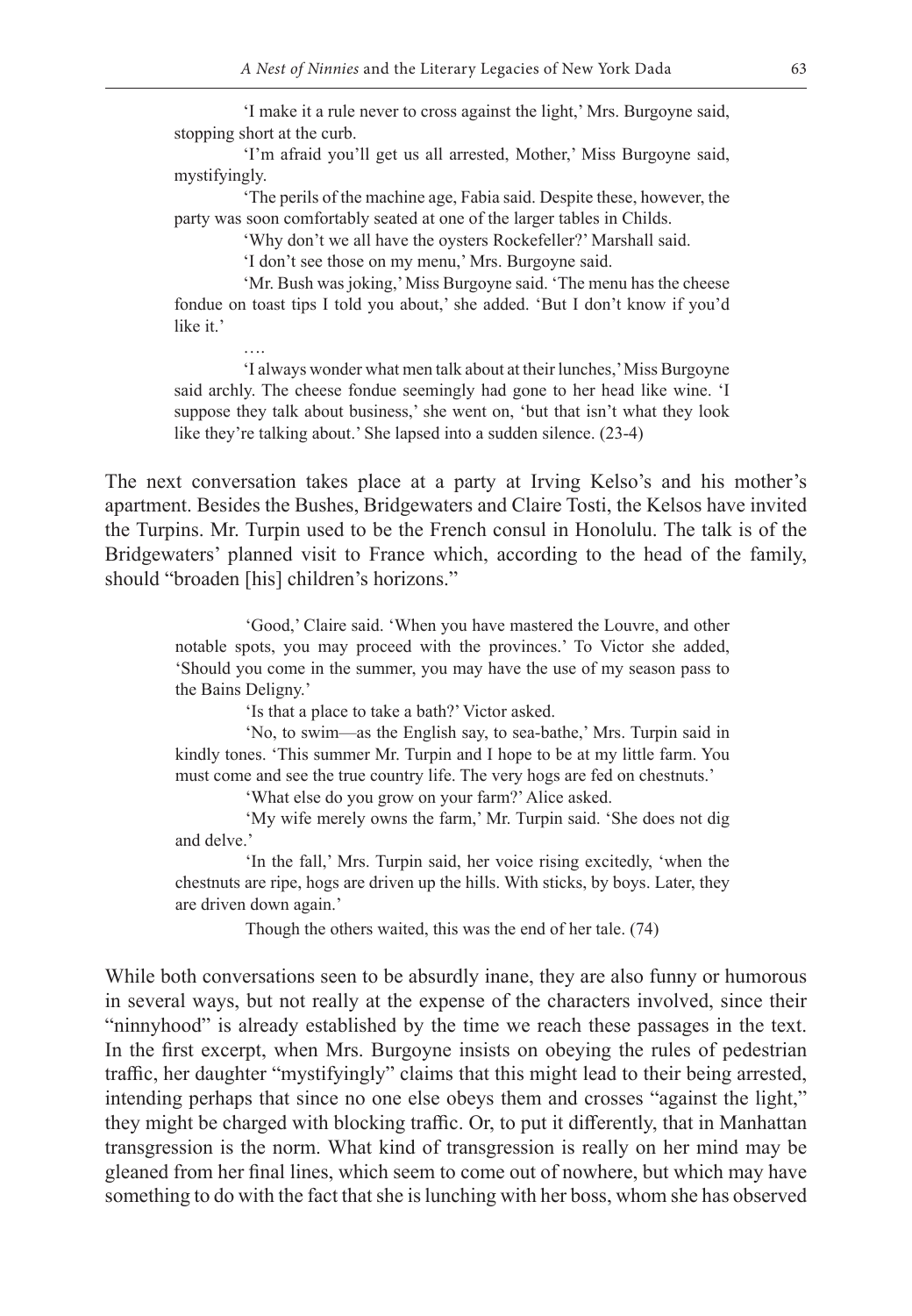'I make it a rule never to cross against the light,' Mrs. Burgoyne said, stopping short at the curb.

'I'm afraid you'll get us all arrested, Mother,' Miss Burgoyne said, mystifyingly.

'The perils of the machine age, Fabia said. Despite these, however, the party was soon comfortably seated at one of the larger tables in Childs.

'Why don't we all have the oysters Rockefeller?' Marshall said.

'I don't see those on my menu,' Mrs. Burgoyne said.

'Mr. Bush was joking,' Miss Burgoyne said. 'The menu has the cheese fondue on toast tips I told you about,' she added. 'But I don't know if you'd like it.'

….

'I always wonder what men talk about at their lunches,' Miss Burgoyne said archly. The cheese fondue seemingly had gone to her head like wine. 'I suppose they talk about business,' she went on, 'but that isn't what they look like they're talking about.' She lapsed into a sudden silence. (23-4)

The next conversation takes place at a party at Irving Kelso's and his mother's apartment. Besides the Bushes, Bridgewaters and Claire Tosti, the Kelsos have invited the Turpins. Mr. Turpin used to be the French consul in Honolulu. The talk is of the Bridgewaters' planned visit to France which, according to the head of the family, should "broaden [his] children's horizons."

'Good,' Claire said. 'When you have mastered the Louvre, and other notable spots, you may proceed with the provinces.' To Victor she added, 'Should you come in the summer, you may have the use of my season pass to the Bains Deligny.'

'Is that a place to take a bath?' Victor asked.

'No, to swim—as the English say, to sea-bathe,' Mrs. Turpin said in kindly tones. 'This summer Mr. Turpin and I hope to be at my little farm. You must come and see the true country life. The very hogs are fed on chestnuts.'

'What else do you grow on your farm?' Alice asked.

'My wife merely owns the farm,' Mr. Turpin said. 'She does not dig and delve.'

'In the fall,' Mrs. Turpin said, her voice rising excitedly, 'when the chestnuts are ripe, hogs are driven up the hills. With sticks, by boys. Later, they are driven down again.'

Though the others waited, this was the end of her tale. (74)

While both conversations seen to be absurdly inane, they are also funny or humorous in several ways, but not really at the expense of the characters involved, since their "ninnyhood" is already established by the time we reach these passages in the text. In the first excerpt, when Mrs. Burgoyne insists on obeying the rules of pedestrian traffic, her daughter "mystifyingly" claims that this might lead to their being arrested, intending perhaps that since no one else obeys them and crosses "against the light," they might be charged with blocking traffic. Or, to put it differently, that in Manhattan transgression is the norm. What kind of transgression is really on her mind may be gleaned from her final lines, which seem to come out of nowhere, but which may have something to do with the fact that she is lunching with her boss, whom she has observed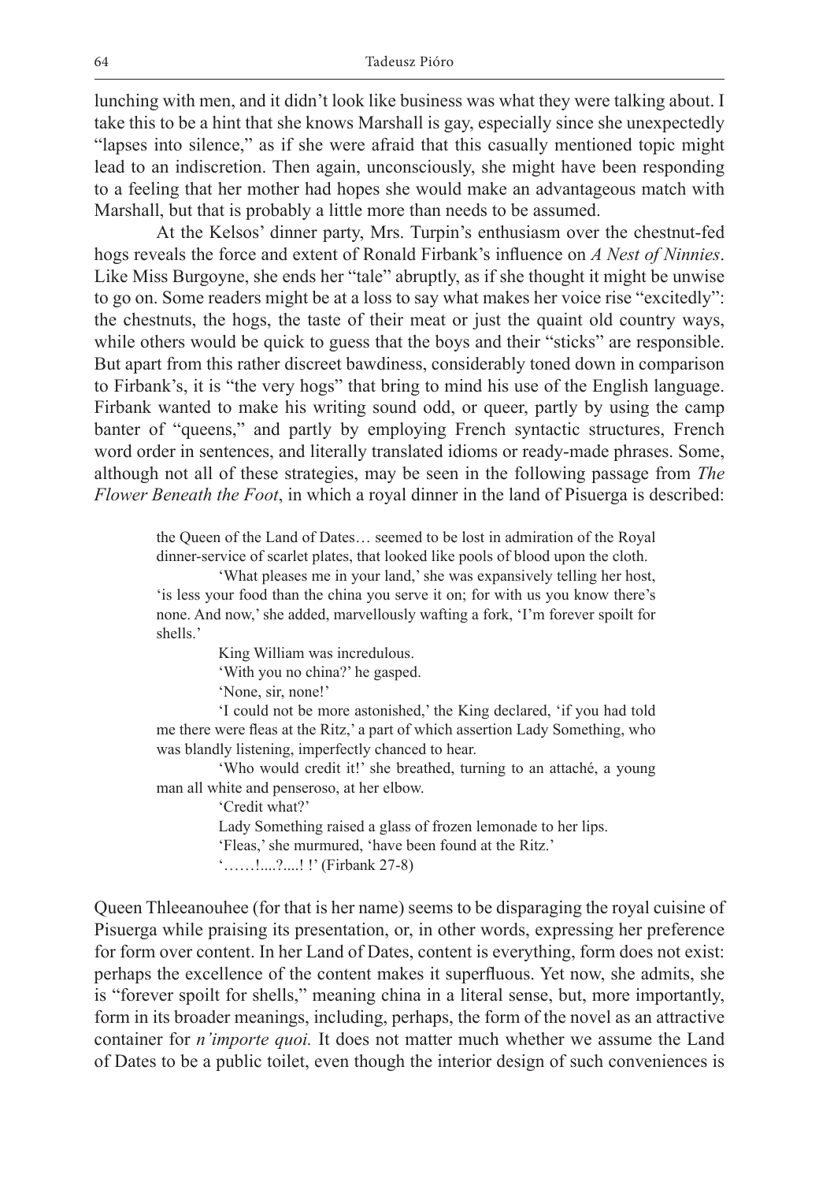lunching with men, and it didn't look like business was what they were talking about. I take this to be a hint that she knows Marshall is gay, especially since she unexpectedly "lapses into silence," as if she were afraid that this casually mentioned topic might lead to an indiscretion. Then again, unconsciously, she might have been responding to a feeling that her mother had hopes she would make an advantageous match with Marshall, but that is probably a little more than needs to be assumed.

At the Kelsos' dinner party, Mrs. Turpin's enthusiasm over the chestnut-fed hogs reveals the force and extent of Ronald Firbank's influence on *A Nest of Ninnies*. Like Miss Burgoyne, she ends her "tale" abruptly, as if she thought it might be unwise to go on. Some readers might be at a loss to say what makes her voice rise "excitedly": the chestnuts, the hogs, the taste of their meat or just the quaint old country ways, while others would be quick to guess that the boys and their "sticks" are responsible. But apart from this rather discreet bawdiness, considerably toned down in comparison to Firbank's, it is "the very hogs" that bring to mind his use of the English language. Firbank wanted to make his writing sound odd, or queer, partly by using the camp banter of "queens," and partly by employing French syntactic structures, French word order in sentences, and literally translated idioms or ready-made phrases. Some, although not all of these strategies, may be seen in the following passage from *The Flower Beneath the Foot*, in which a royal dinner in the land of Pisuerga is described:

> the Queen of the Land of Dates… seemed to be lost in admiration of the Royal dinner-service of scarlet plates, that looked like pools of blood upon the cloth.
>
> 'What pleases me in your land,' she was expansively telling her host, 'is less your food than the china you serve it on; for with us you know there's none. And now,' she added, marvellously wafting a fork, 'I'm forever spoilt for shells.'
>
> King William was incredulous.
>
> 'With you no china?' he gasped.
>
> 'None, sir, none!'
>
> 'I could not be more astonished,' the King declared, 'if you had told me there were fleas at the Ritz,' a part of which assertion Lady Something, who was blandly listening, imperfectly chanced to hear.
>
> 'Who would credit it!' she breathed, turning to an attaché, a young man all white and penseroso, at her elbow.
>
> 'Credit what?'
>
> Lady Something raised a glass of frozen lemonade to her lips.
>
> 'Fleas,' she murmured, 'have been found at the Ritz.'
>
> '……!....?....! !' (Firbank 27-8)

Queen Thleeanouhee (for that is her name) seems to be disparaging the royal cuisine of Pisuerga while praising its presentation, or, in other words, expressing her preference for form over content. In her Land of Dates, content is everything, form does not exist: perhaps the excellence of the content makes it superfluous. Yet now, she admits, she is "forever spoilt for shells," meaning china in a literal sense, but, more importantly, form in its broader meanings, including, perhaps, the form of the novel as an attractive container for *n'importe quoi.* It does not matter much whether we assume the Land of Dates to be a public toilet, even though the interior design of such conveniences is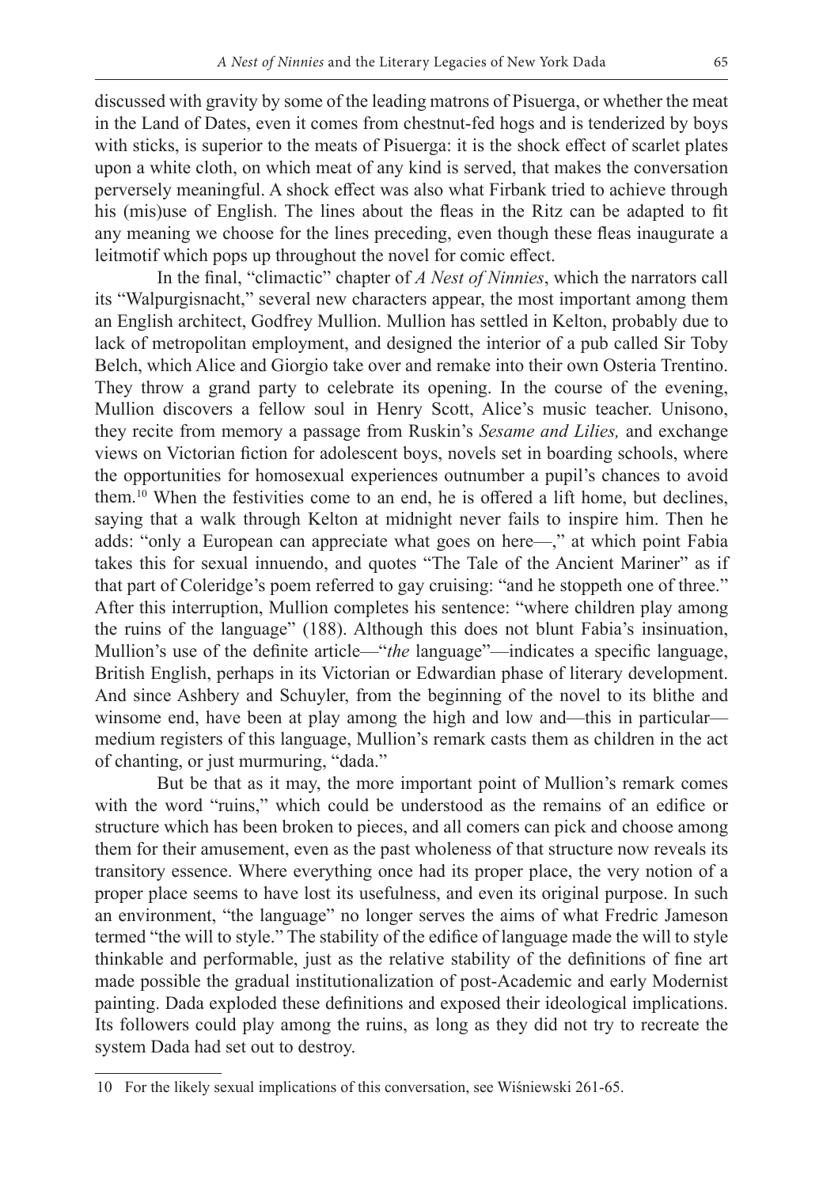discussed with gravity by some of the leading matrons of Pisuerga, or whether the meat in the Land of Dates, even it comes from chestnut-fed hogs and is tenderized by boys with sticks, is superior to the meats of Pisuerga: it is the shock effect of scarlet plates upon a white cloth, on which meat of any kind is served, that makes the conversation perversely meaningful. A shock effect was also what Firbank tried to achieve through his (mis)use of English. The lines about the fleas in the Ritz can be adapted to fit any meaning we choose for the lines preceding, even though these fleas inaugurate a leitmotif which pops up throughout the novel for comic effect.

In the final, "climactic" chapter of *A Nest of Ninnies*, which the narrators call its "Walpurgisnacht," several new characters appear, the most important among them an English architect, Godfrey Mullion. Mullion has settled in Kelton, probably due to lack of metropolitan employment, and designed the interior of a pub called Sir Toby Belch, which Alice and Giorgio take over and remake into their own Osteria Trentino. They throw a grand party to celebrate its opening. In the course of the evening, Mullion discovers a fellow soul in Henry Scott, Alice's music teacher. Unisono, they recite from memory a passage from Ruskin's *Sesame and Lilies,* and exchange views on Victorian fiction for adolescent boys, novels set in boarding schools, where the opportunities for homosexual experiences outnumber a pupil's chances to avoid them.[10] When the festivities come to an end, he is offered a lift home, but declines, saying that a walk through Kelton at midnight never fails to inspire him. Then he adds: "only a European can appreciate what goes on here—," at which point Fabia takes this for sexual innuendo, and quotes "The Tale of the Ancient Mariner" as if that part of Coleridge's poem referred to gay cruising: "and he stoppeth one of three." After this interruption, Mullion completes his sentence: "where children play among the ruins of the language" (188). Although this does not blunt Fabia's insinuation, Mullion's use of the definite article—"*the* language"—indicates a specific language, British English, perhaps in its Victorian or Edwardian phase of literary development. And since Ashbery and Schuyler, from the beginning of the novel to its blithe and winsome end, have been at play among the high and low and—this in particular—medium registers of this language, Mullion's remark casts them as children in the act of chanting, or just murmuring, "dada."

But be that as it may, the more important point of Mullion's remark comes with the word "ruins," which could be understood as the remains of an edifice or structure which has been broken to pieces, and all comers can pick and choose among them for their amusement, even as the past wholeness of that structure now reveals its transitory essence. Where everything once had its proper place, the very notion of a proper place seems to have lost its usefulness, and even its original purpose. In such an environment, "the language" no longer serves the aims of what Fredric Jameson termed "the will to style." The stability of the edifice of language made the will to style thinkable and performable, just as the relative stability of the definitions of fine art made possible the gradual institutionalization of post-Academic and early Modernist painting. Dada exploded these definitions and exposed their ideological implications. Its followers could play among the ruins, as long as they did not try to recreate the system Dada had set out to destroy.

---

10 For the likely sexual implications of this conversation, see Wiśniewski 261-65.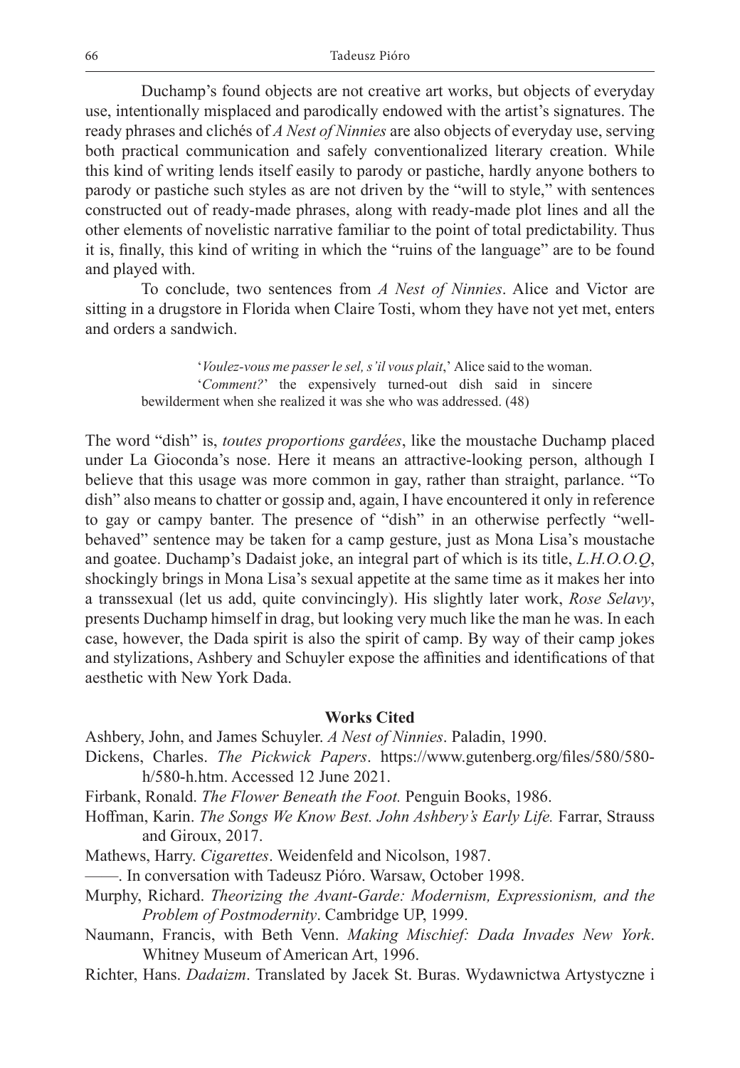Duchamp's found objects are not creative art works, but objects of everyday use, intentionally misplaced and parodically endowed with the artist's signatures. The ready phrases and clichés of *A Nest of Ninnies* are also objects of everyday use, serving both practical communication and safely conventionalized literary creation. While this kind of writing lends itself easily to parody or pastiche, hardly anyone bothers to parody or pastiche such styles as are not driven by the "will to style," with sentences constructed out of ready-made phrases, along with ready-made plot lines and all the other elements of novelistic narrative familiar to the point of total predictability. Thus it is, finally, this kind of writing in which the "ruins of the language" are to be found and played with.

To conclude, two sentences from *A Nest of Ninnies*. Alice and Victor are sitting in a drugstore in Florida when Claire Tosti, whom they have not yet met, enters and orders a sandwich.

> '*Voulez-vous me passer le sel, s'il vous plait*,' Alice said to the woman. '*Comment?*' the expensively turned-out dish said in sincere bewilderment when she realized it was she who was addressed. (48)

The word "dish" is, *toutes proportions gardées*, like the moustache Duchamp placed under La Gioconda's nose. Here it means an attractive-looking person, although I believe that this usage was more common in gay, rather than straight, parlance. "To dish" also means to chatter or gossip and, again, I have encountered it only in reference to gay or campy banter. The presence of "dish" in an otherwise perfectly "well-behaved" sentence may be taken for a camp gesture, just as Mona Lisa's moustache and goatee. Duchamp's Dadaist joke, an integral part of which is its title, *L.H.O.O.Q*, shockingly brings in Mona Lisa's sexual appetite at the same time as it makes her into a transsexual (let us add, quite convincingly). His slightly later work, *Rose Selavy*, presents Duchamp himself in drag, but looking very much like the man he was. In each case, however, the Dada spirit is also the spirit of camp. By way of their camp jokes and stylizations, Ashbery and Schuyler expose the affinities and identifications of that aesthetic with New York Dada.

## Works Cited

Ashbery, John, and James Schuyler. *A Nest of Ninnies*. Paladin, 1990.

Dickens, Charles. *The Pickwick Papers*. https://www.gutenberg.org/files/580/580-h/580-h.htm. Accessed 12 June 2021.

Firbank, Ronald. *The Flower Beneath the Foot.* Penguin Books, 1986.

Hoffman, Karin. *The Songs We Know Best. John Ashbery's Early Life.* Farrar, Strauss and Giroux, 2017.

Mathews, Harry. *Cigarettes*. Weidenfeld and Nicolson, 1987.

——. In conversation with Tadeusz Pióro. Warsaw, October 1998.

Murphy, Richard. *Theorizing the Avant-Garde: Modernism, Expressionism, and the Problem of Postmodernity*. Cambridge UP, 1999.

Naumann, Francis, with Beth Venn. *Making Mischief: Dada Invades New York*. Whitney Museum of American Art, 1996.

Richter, Hans. *Dadaizm*. Translated by Jacek St. Buras. Wydawnictwa Artystyczne i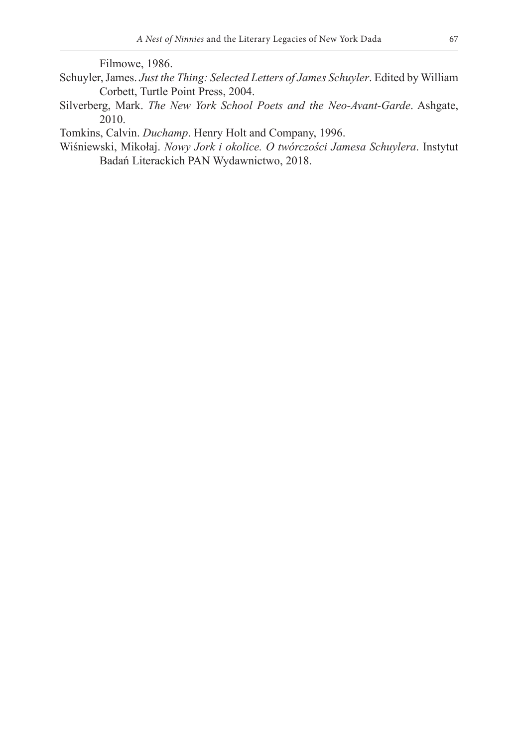Filmowe, 1986.

Schuyler, James. *Just the Thing: Selected Letters of James Schuyler*. Edited by William Corbett, Turtle Point Press, 2004.

Silverberg, Mark. *The New York School Poets and the Neo-Avant-Garde*. Ashgate, 2010.

Tomkins, Calvin. *Duchamp*. Henry Holt and Company, 1996.

Wiśniewski, Mikołaj. *Nowy Jork i okolice. O twórczości Jamesa Schuylera*. Instytut Badań Literackich PAN Wydawnictwo, 2018.